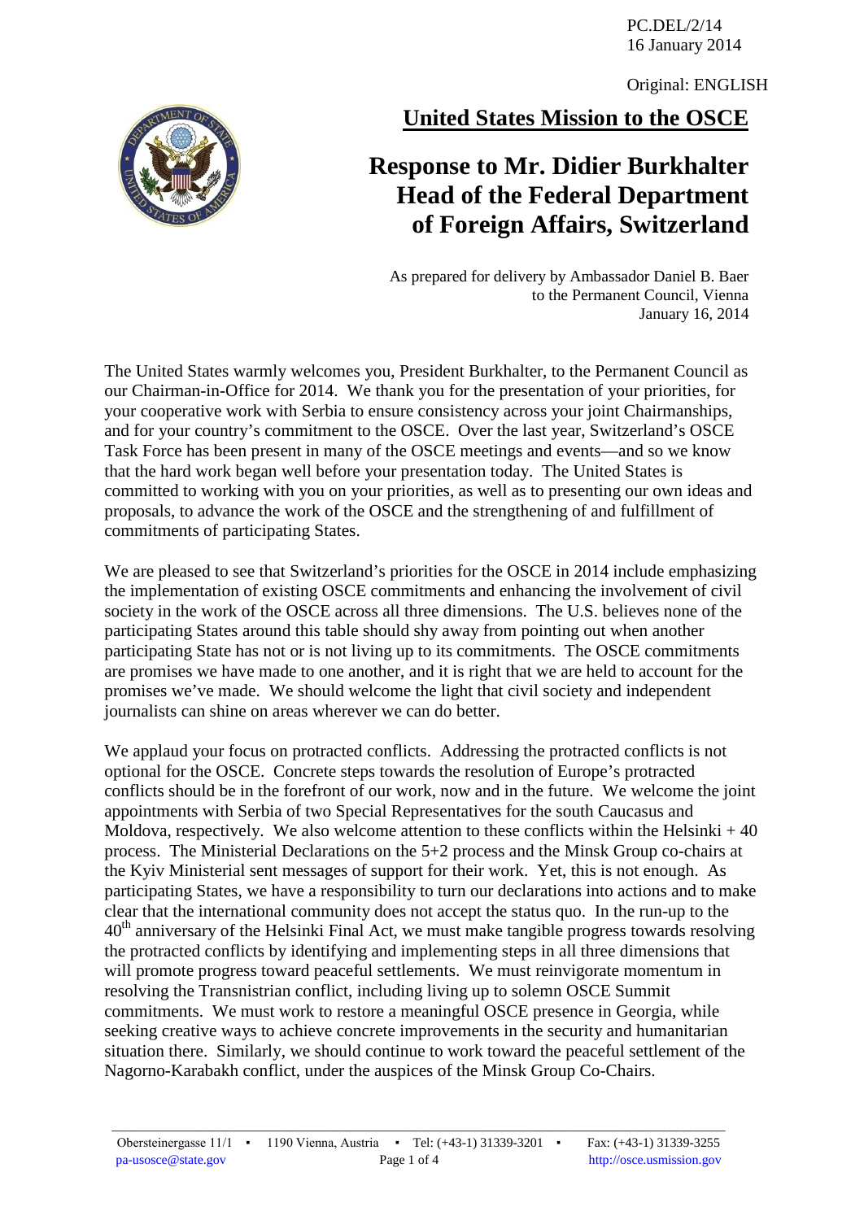PC.DEL/2/14
16 January 2014

Original: ENGLISH

## United States Mission to the OSCE

# Response to Mr. Didier Burkhalter Head of the Federal Department of Foreign Affairs, Switzerland

As prepared for delivery by Ambassador Daniel B. Baer
to the Permanent Council, Vienna
January 16, 2014

The United States warmly welcomes you, President Burkhalter, to the Permanent Council as our Chairman-in-Office for 2014. We thank you for the presentation of your priorities, for your cooperative work with Serbia to ensure consistency across your joint Chairmanships, and for your country's commitment to the OSCE. Over the last year, Switzerland's OSCE Task Force has been present in many of the OSCE meetings and events—and so we know that the hard work began well before your presentation today. The United States is committed to working with you on your priorities, as well as to presenting our own ideas and proposals, to advance the work of the OSCE and the strengthening of and fulfillment of commitments of participating States.

We are pleased to see that Switzerland's priorities for the OSCE in 2014 include emphasizing the implementation of existing OSCE commitments and enhancing the involvement of civil society in the work of the OSCE across all three dimensions. The U.S. believes none of the participating States around this table should shy away from pointing out when another participating State has not or is not living up to its commitments. The OSCE commitments are promises we have made to one another, and it is right that we are held to account for the promises we've made. We should welcome the light that civil society and independent journalists can shine on areas wherever we can do better.

We applaud your focus on protracted conflicts. Addressing the protracted conflicts is not optional for the OSCE. Concrete steps towards the resolution of Europe's protracted conflicts should be in the forefront of our work, now and in the future. We welcome the joint appointments with Serbia of two Special Representatives for the south Caucasus and Moldova, respectively. We also welcome attention to these conflicts within the Helsinki + 40 process. The Ministerial Declarations on the 5+2 process and the Minsk Group co-chairs at the Kyiv Ministerial sent messages of support for their work. Yet, this is not enough. As participating States, we have a responsibility to turn our declarations into actions and to make clear that the international community does not accept the status quo. In the run-up to the 40th anniversary of the Helsinki Final Act, we must make tangible progress towards resolving the protracted conflicts by identifying and implementing steps in all three dimensions that will promote progress toward peaceful settlements. We must reinvigorate momentum in resolving the Transnistrian conflict, including living up to solemn OSCE Summit commitments. We must work to restore a meaningful OSCE presence in Georgia, while seeking creative ways to achieve concrete improvements in the security and humanitarian situation there. Similarly, we should continue to work toward the peaceful settlement of the Nagorno-Karabakh conflict, under the auspices of the Minsk Group Co-Chairs.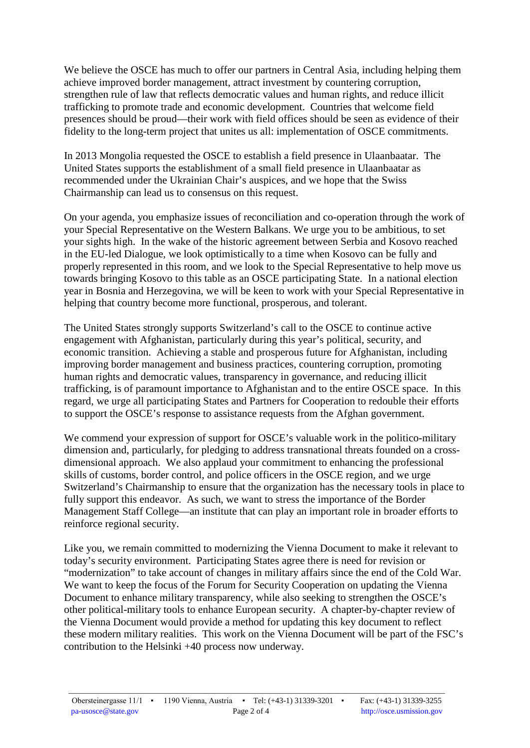We believe the OSCE has much to offer our partners in Central Asia, including helping them achieve improved border management, attract investment by countering corruption, strengthen rule of law that reflects democratic values and human rights, and reduce illicit trafficking to promote trade and economic development.  Countries that welcome field presences should be proud—their work with field offices should be seen as evidence of their fidelity to the long-term project that unites us all: implementation of OSCE commitments.

In 2013 Mongolia requested the OSCE to establish a field presence in Ulaanbaatar.  The United States supports the establishment of a small field presence in Ulaanbaatar as recommended under the Ukrainian Chair's auspices, and we hope that the Swiss Chairmanship can lead us to consensus on this request.

On your agenda, you emphasize issues of reconciliation and co-operation through the work of your Special Representative on the Western Balkans. We urge you to be ambitious, to set your sights high.  In the wake of the historic agreement between Serbia and Kosovo reached in the EU-led Dialogue, we look optimistically to a time when Kosovo can be fully and properly represented in this room, and we look to the Special Representative to help move us towards bringing Kosovo to this table as an OSCE participating State.  In a national election year in Bosnia and Herzegovina, we will be keen to work with your Special Representative in helping that country become more functional, prosperous, and tolerant.

The United States strongly supports Switzerland's call to the OSCE to continue active engagement with Afghanistan, particularly during this year's political, security, and economic transition.  Achieving a stable and prosperous future for Afghanistan, including improving border management and business practices, countering corruption, promoting human rights and democratic values, transparency in governance, and reducing illicit trafficking, is of paramount importance to Afghanistan and to the entire OSCE space.  In this regard, we urge all participating States and Partners for Cooperation to redouble their efforts to support the OSCE's response to assistance requests from the Afghan government.

We commend your expression of support for OSCE's valuable work in the politico-military dimension and, particularly, for pledging to address transnational threats founded on a cross-dimensional approach.  We also applaud your commitment to enhancing the professional skills of customs, border control, and police officers in the OSCE region, and we urge Switzerland's Chairmanship to ensure that the organization has the necessary tools in place to fully support this endeavor.  As such, we want to stress the importance of the Border Management Staff College—an institute that can play an important role in broader efforts to reinforce regional security.

Like you, we remain committed to modernizing the Vienna Document to make it relevant to today's security environment.  Participating States agree there is need for revision or "modernization" to take account of changes in military affairs since the end of the Cold War.  We want to keep the focus of the Forum for Security Cooperation on updating the Vienna Document to enhance military transparency, while also seeking to strengthen the OSCE's other political-military tools to enhance European security.  A chapter-by-chapter review of the Vienna Document would provide a method for updating this key document to reflect these modern military realities.  This work on the Vienna Document will be part of the FSC's contribution to the Helsinki +40 process now underway.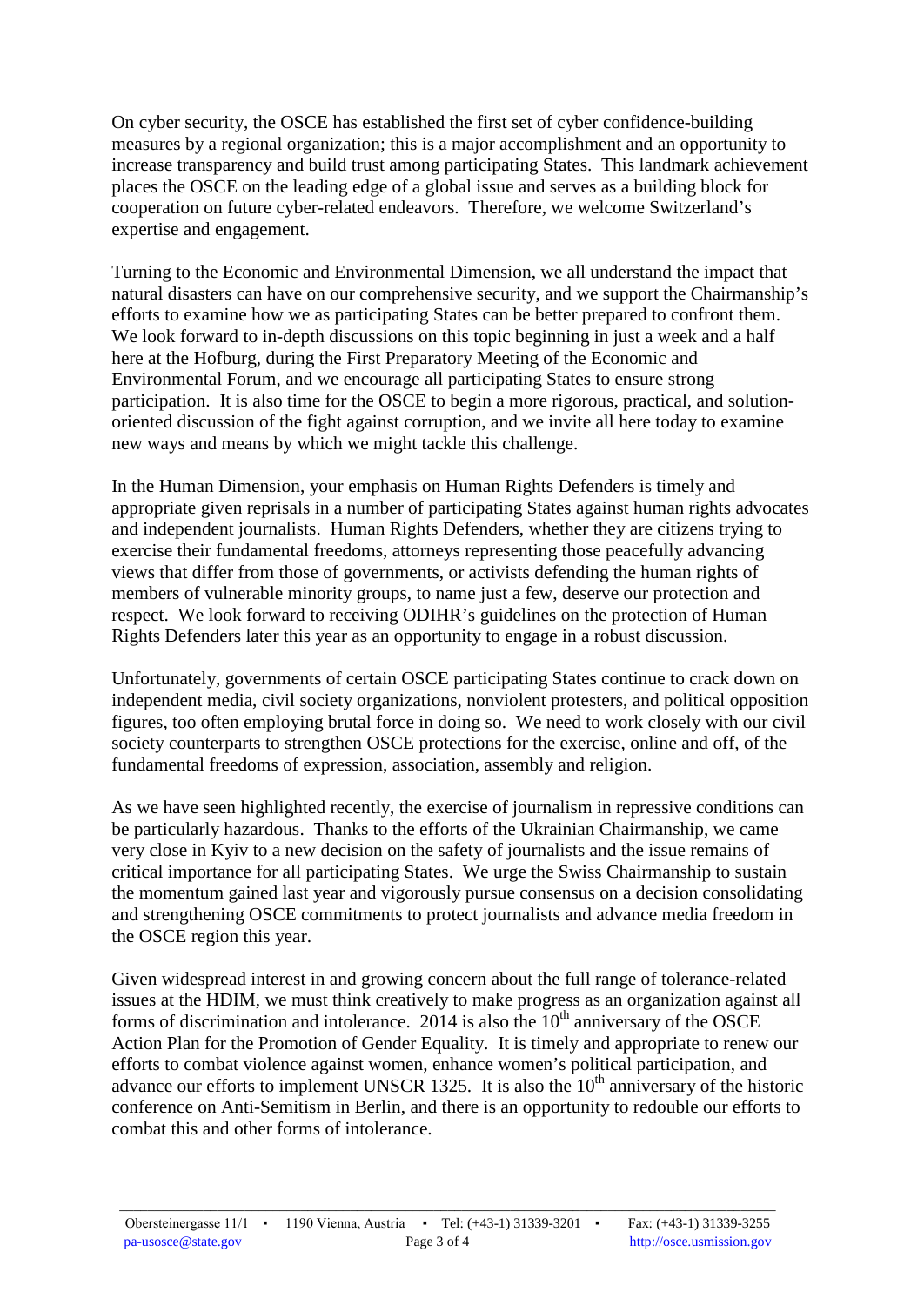On cyber security, the OSCE has established the first set of cyber confidence-building measures by a regional organization; this is a major accomplishment and an opportunity to increase transparency and build trust among participating States. This landmark achievement places the OSCE on the leading edge of a global issue and serves as a building block for cooperation on future cyber-related endeavors. Therefore, we welcome Switzerland's expertise and engagement.

Turning to the Economic and Environmental Dimension, we all understand the impact that natural disasters can have on our comprehensive security, and we support the Chairmanship's efforts to examine how we as participating States can be better prepared to confront them. We look forward to in-depth discussions on this topic beginning in just a week and a half here at the Hofburg, during the First Preparatory Meeting of the Economic and Environmental Forum, and we encourage all participating States to ensure strong participation. It is also time for the OSCE to begin a more rigorous, practical, and solution-oriented discussion of the fight against corruption, and we invite all here today to examine new ways and means by which we might tackle this challenge.

In the Human Dimension, your emphasis on Human Rights Defenders is timely and appropriate given reprisals in a number of participating States against human rights advocates and independent journalists. Human Rights Defenders, whether they are citizens trying to exercise their fundamental freedoms, attorneys representing those peacefully advancing views that differ from those of governments, or activists defending the human rights of members of vulnerable minority groups, to name just a few, deserve our protection and respect. We look forward to receiving ODIHR's guidelines on the protection of Human Rights Defenders later this year as an opportunity to engage in a robust discussion.

Unfortunately, governments of certain OSCE participating States continue to crack down on independent media, civil society organizations, nonviolent protesters, and political opposition figures, too often employing brutal force in doing so. We need to work closely with our civil society counterparts to strengthen OSCE protections for the exercise, online and off, of the fundamental freedoms of expression, association, assembly and religion.

As we have seen highlighted recently, the exercise of journalism in repressive conditions can be particularly hazardous. Thanks to the efforts of the Ukrainian Chairmanship, we came very close in Kyiv to a new decision on the safety of journalists and the issue remains of critical importance for all participating States. We urge the Swiss Chairmanship to sustain the momentum gained last year and vigorously pursue consensus on a decision consolidating and strengthening OSCE commitments to protect journalists and advance media freedom in the OSCE region this year.

Given widespread interest in and growing concern about the full range of tolerance-related issues at the HDIM, we must think creatively to make progress as an organization against all forms of discrimination and intolerance. 2014 is also the 10th anniversary of the OSCE Action Plan for the Promotion of Gender Equality. It is timely and appropriate to renew our efforts to combat violence against women, enhance women's political participation, and advance our efforts to implement UNSCR 1325. It is also the 10th anniversary of the historic conference on Anti-Semitism in Berlin, and there is an opportunity to redouble our efforts to combat this and other forms of intolerance.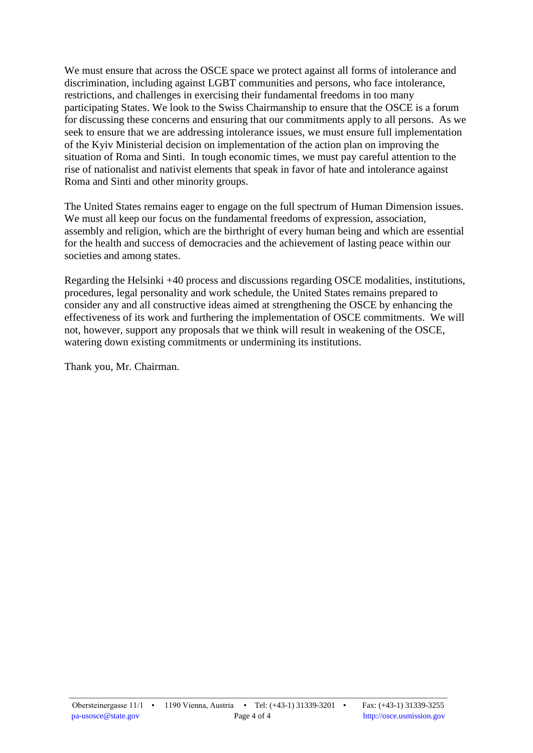We must ensure that across the OSCE space we protect against all forms of intolerance and discrimination, including against LGBT communities and persons, who face intolerance, restrictions, and challenges in exercising their fundamental freedoms in too many participating States. We look to the Swiss Chairmanship to ensure that the OSCE is a forum for discussing these concerns and ensuring that our commitments apply to all persons. As we seek to ensure that we are addressing intolerance issues, we must ensure full implementation of the Kyiv Ministerial decision on implementation of the action plan on improving the situation of Roma and Sinti. In tough economic times, we must pay careful attention to the rise of nationalist and nativist elements that speak in favor of hate and intolerance against Roma and Sinti and other minority groups.

The United States remains eager to engage on the full spectrum of Human Dimension issues. We must all keep our focus on the fundamental freedoms of expression, association, assembly and religion, which are the birthright of every human being and which are essential for the health and success of democracies and the achievement of lasting peace within our societies and among states.

Regarding the Helsinki +40 process and discussions regarding OSCE modalities, institutions, procedures, legal personality and work schedule, the United States remains prepared to consider any and all constructive ideas aimed at strengthening the OSCE by enhancing the effectiveness of its work and furthering the implementation of OSCE commitments. We will not, however, support any proposals that we think will result in weakening of the OSCE, watering down existing commitments or undermining its institutions.

Thank you, Mr. Chairman.